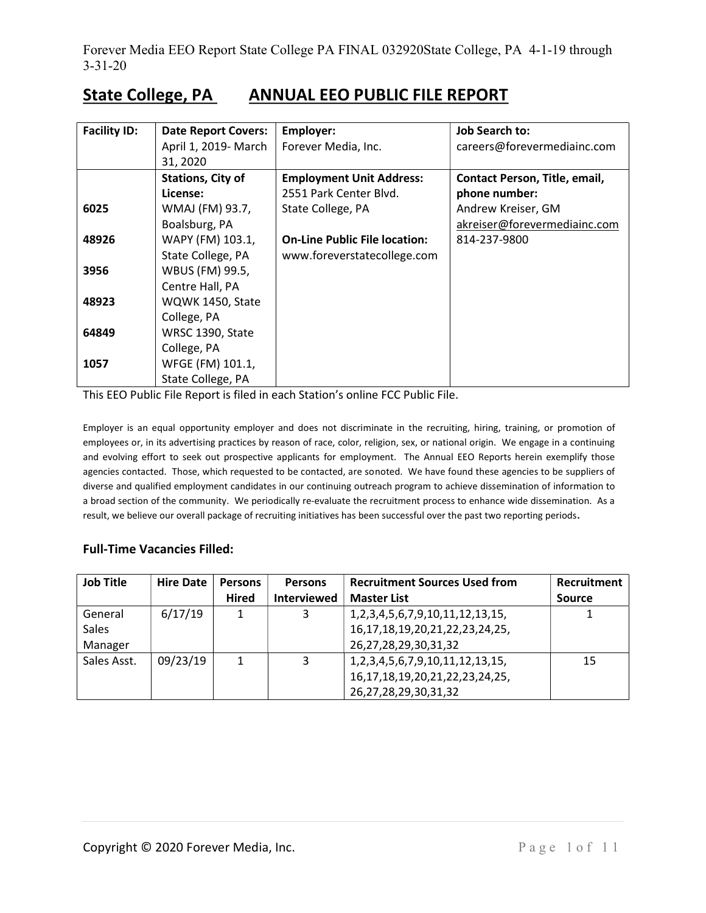Forever Media EEO Report State College PA FINAL 032920State College, PA 4-1-19 through 3-31-20

# State College, PA ANNUAL EEO PUBLIC FILE REPORT

| Facility ID: | Date Report Covers: | Employer: | Job Search to: |
|---|---|---|---|
| | April 1, 2019- March 31, 2020 | Forever Media, Inc. | careers@forevermediainc.com |
| | **Stations, City of License:** | **Employment Unit Address:** 2551 Park Center Blvd. State College, PA | **Contact Person, Title, email, phone number:** Andrew Kreiser, GM akreiser@forevermediainc.com 814-237-9800 |
| **6025** | WMAJ (FM) 93.7, Boalsburg, PA | | |
| **48926** | WAPY (FM) 103.1, State College, PA | **On-Line Public File location:** www.foreverstatecollege.com | |
| **3956** | WBUS (FM) 99.5, Centre Hall, PA | | |
| **48923** | WQWK 1450, State College, PA | | |
| **64849** | WRSC 1390, State College, PA | | |
| **1057** | WFGE (FM) 101.1, State College, PA | | |

This EEO Public File Report is filed in each Station's online FCC Public File.

Employer is an equal opportunity employer and does not discriminate in the recruiting, hiring, training, or promotion of employees or, in its advertising practices by reason of race, color, religion, sex, or national origin. We engage in a continuing and evolving effort to seek out prospective applicants for employment. The Annual EEO Reports herein exemplify those agencies contacted. Those, which requested to be contacted, are sonoted. We have found these agencies to be suppliers of diverse and qualified employment candidates in our continuing outreach program to achieve dissemination of information to a broad section of the community. We periodically re-evaluate the recruitment process to enhance wide dissemination. As a result, we believe our overall package of recruiting initiatives has been successful over the past two reporting periods.

### Full-Time Vacancies Filled:

| Job Title | Hire Date | Persons Hired | Persons Interviewed | Recruitment Sources Used from Master List | Recruitment Source |
|---|---|---|---|---|---|
| General Sales Manager | 6/17/19 | 1 | 3 | 1,2,3,4,5,6,7,9,10,11,12,13,15, 16,17,18,19,20,21,22,23,24,25, 26,27,28,29,30,31,32 | 1 |
| Sales Asst. | 09/23/19 | 1 | 3 | 1,2,3,4,5,6,7,9,10,11,12,13,15, 16,17,18,19,20,21,22,23,24,25, 26,27,28,29,30,31,32 | 15 |

Copyright © 2020 Forever Media, Inc.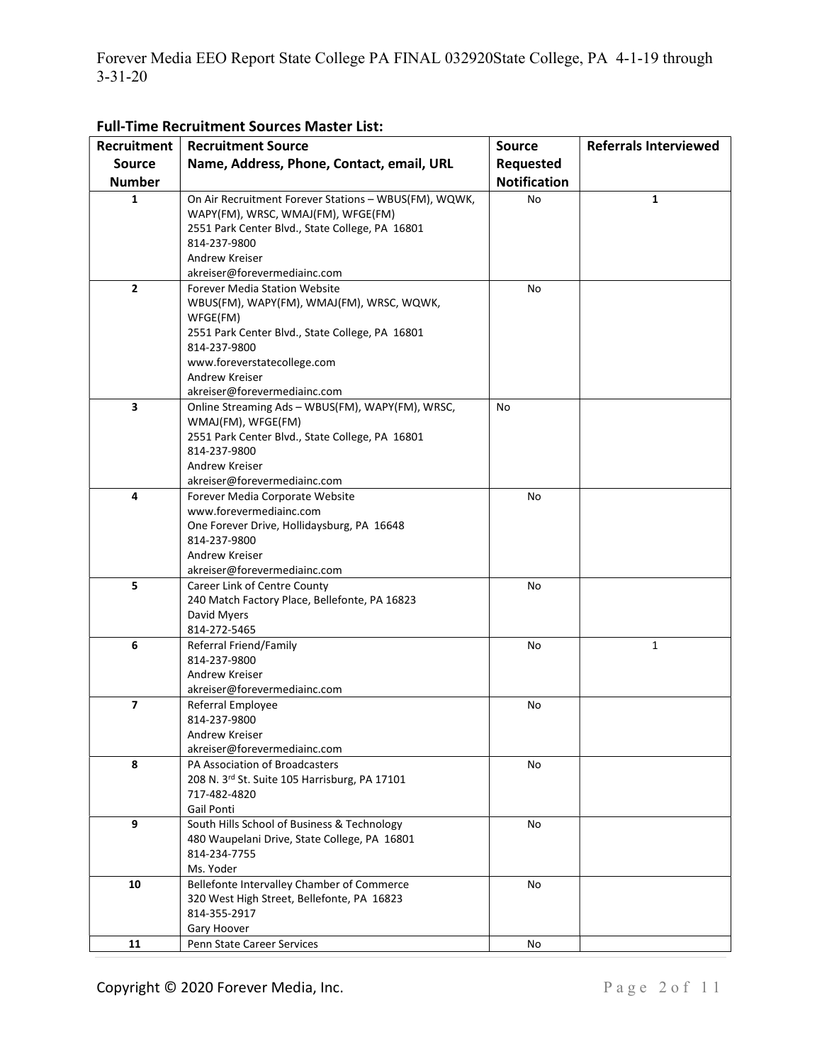## Full-Time Recruitment Sources Master List:

| Recruitment Source Number | Recruitment Source Name, Address, Phone, Contact, email, URL | Source Requested Notification | Referrals Interviewed |
|---|---|---|---|
| 1 | On Air Recruitment Forever Stations – WBUS(FM), WQWK, WAPY(FM), WRSC, WMAJ(FM), WFGE(FM)<br>2551 Park Center Blvd., State College, PA 16801<br>814-237-9800<br>Andrew Kreiser<br>akreiser@forevermediainc.com | No | **1** |
| 2 | Forever Media Station Website<br>WBUS(FM), WAPY(FM), WMAJ(FM), WRSC, WQWK, WFGE(FM)<br>2551 Park Center Blvd., State College, PA 16801<br>814-237-9800<br>www.foreverstatecollege.com<br>Andrew Kreiser<br>akreiser@forevermediainc.com | No | |
| 3 | Online Streaming Ads – WBUS(FM), WAPY(FM), WRSC, WMAJ(FM), WFGE(FM)<br>2551 Park Center Blvd., State College, PA 16801<br>814-237-9800<br>Andrew Kreiser<br>akreiser@forevermediainc.com | No | |
| 4 | Forever Media Corporate Website<br>www.forevermediainc.com<br>One Forever Drive, Hollidaysburg, PA 16648<br>814-237-9800<br>Andrew Kreiser<br>akreiser@forevermediainc.com | No | |
| 5 | Career Link of Centre County<br>240 Match Factory Place, Bellefonte, PA 16823<br>David Myers<br>814-272-5465 | No | |
| 6 | Referral Friend/Family<br>814-237-9800<br>Andrew Kreiser<br>akreiser@forevermediainc.com | No | 1 |
| 7 | Referral Employee<br>814-237-9800<br>Andrew Kreiser<br>akreiser@forevermediainc.com | No | |
| 8 | PA Association of Broadcasters<br>208 N. 3rd St. Suite 105 Harrisburg, PA 17101<br>717-482-4820<br>Gail Ponti | No | |
| 9 | South Hills School of Business & Technology<br>480 Waupelani Drive, State College, PA 16801<br>814-234-7755<br>Ms. Yoder | No | |
| 10 | Bellefonte Intervalley Chamber of Commerce<br>320 West High Street, Bellefonte, PA 16823<br>814-355-2917<br>Gary Hoover | No | |
| 11 | Penn State Career Services | No | |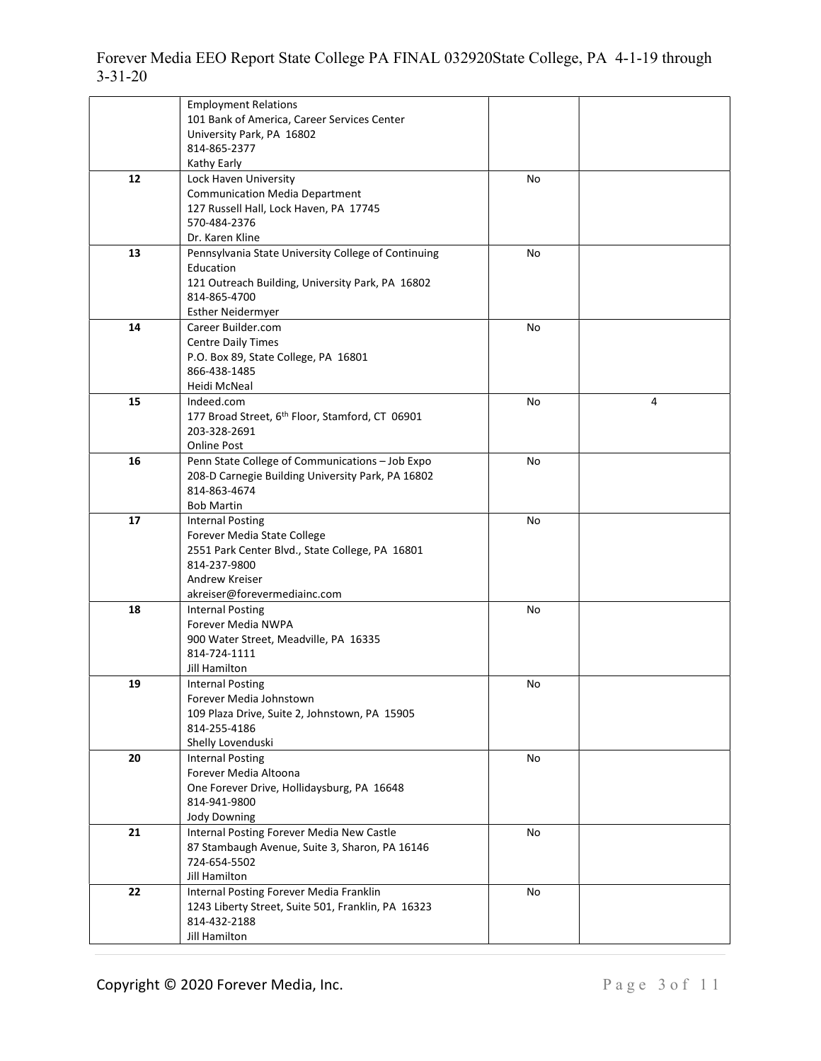| | | | |
|---|---|---|---|
| | Employment Relations<br>101 Bank of America, Career Services Center<br>University Park, PA 16802<br>814-865-2377<br>Kathy Early | | |
| 12 | Lock Haven University<br>Communication Media Department<br>127 Russell Hall, Lock Haven, PA 17745<br>570-484-2376<br>Dr. Karen Kline | No | |
| 13 | Pennsylvania State University College of Continuing Education<br>121 Outreach Building, University Park, PA 16802<br>814-865-4700<br>Esther Neidermyer | No | |
| 14 | Career Builder.com<br>Centre Daily Times<br>P.O. Box 89, State College, PA 16801<br>866-438-1485<br>Heidi McNeal | No | |
| 15 | Indeed.com<br>177 Broad Street, 6th Floor, Stamford, CT 06901<br>203-328-2691<br>Online Post | No | 4 |
| 16 | Penn State College of Communications – Job Expo<br>208-D Carnegie Building University Park, PA 16802<br>814-863-4674<br>Bob Martin | No | |
| 17 | Internal Posting<br>Forever Media State College<br>2551 Park Center Blvd., State College, PA 16801<br>814-237-9800<br>Andrew Kreiser<br>akreiser@forevermediainc.com | No | |
| 18 | Internal Posting<br>Forever Media NWPA<br>900 Water Street, Meadville, PA 16335<br>814-724-1111<br>Jill Hamilton | No | |
| 19 | Internal Posting<br>Forever Media Johnstown<br>109 Plaza Drive, Suite 2, Johnstown, PA 15905<br>814-255-4186<br>Shelly Lovenduski | No | |
| 20 | Internal Posting<br>Forever Media Altoona<br>One Forever Drive, Hollidaysburg, PA 16648<br>814-941-9800<br>Jody Downing | No | |
| 21 | Internal Posting Forever Media New Castle<br>87 Stambaugh Avenue, Suite 3, Sharon, PA 16146<br>724-654-5502<br>Jill Hamilton | No | |
| 22 | Internal Posting Forever Media Franklin<br>1243 Liberty Street, Suite 501, Franklin, PA 16323<br>814-432-2188<br>Jill Hamilton | No | |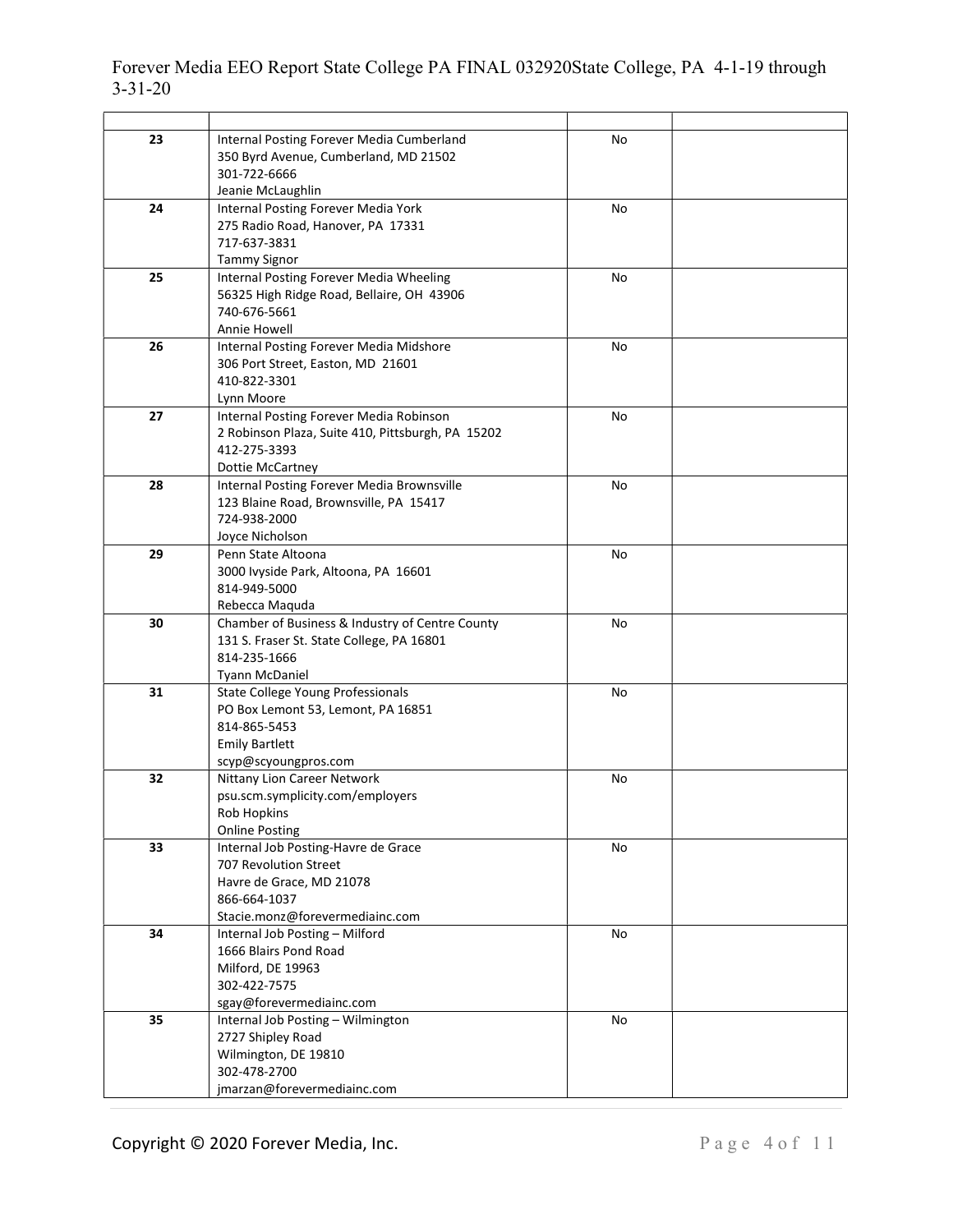| | | | |
|---|---|---|---|
| 23 | Internal Posting Forever Media Cumberland<br>350 Byrd Avenue, Cumberland, MD 21502<br>301-722-6666<br>Jeanie McLaughlin | No | |
| 24 | Internal Posting Forever Media York<br>275 Radio Road, Hanover, PA 17331<br>717-637-3831<br>Tammy Signor | No | |
| 25 | Internal Posting Forever Media Wheeling<br>56325 High Ridge Road, Bellaire, OH 43906<br>740-676-5661<br>Annie Howell | No | |
| 26 | Internal Posting Forever Media Midshore<br>306 Port Street, Easton, MD 21601<br>410-822-3301<br>Lynn Moore | No | |
| 27 | Internal Posting Forever Media Robinson<br>2 Robinson Plaza, Suite 410, Pittsburgh, PA 15202<br>412-275-3393<br>Dottie McCartney | No | |
| 28 | Internal Posting Forever Media Brownsville<br>123 Blaine Road, Brownsville, PA 15417<br>724-938-2000<br>Joyce Nicholson | No | |
| 29 | Penn State Altoona<br>3000 Ivyside Park, Altoona, PA 16601<br>814-949-5000<br>Rebecca Maquda | No | |
| 30 | Chamber of Business & Industry of Centre County<br>131 S. Fraser St. State College, PA 16801<br>814-235-1666<br>Tyann McDaniel | No | |
| 31 | State College Young Professionals<br>PO Box Lemont 53, Lemont, PA 16851<br>814-865-5453<br>Emily Bartlett<br>scyp@scyoungpros.com | No | |
| 32 | Nittany Lion Career Network<br>psu.scm.symplicity.com/employers<br>Rob Hopkins<br>Online Posting | No | |
| 33 | Internal Job Posting-Havre de Grace<br>707 Revolution Street<br>Havre de Grace, MD 21078<br>866-664-1037<br>Stacie.monz@forevermediainc.com | No | |
| 34 | Internal Job Posting – Milford<br>1666 Blairs Pond Road<br>Milford, DE 19963<br>302-422-7575<br>sgay@forevermediainc.com | No | |
| 35 | Internal Job Posting – Wilmington<br>2727 Shipley Road<br>Wilmington, DE 19810<br>302-478-2700<br>jmarzan@forevermediainc.com | No | |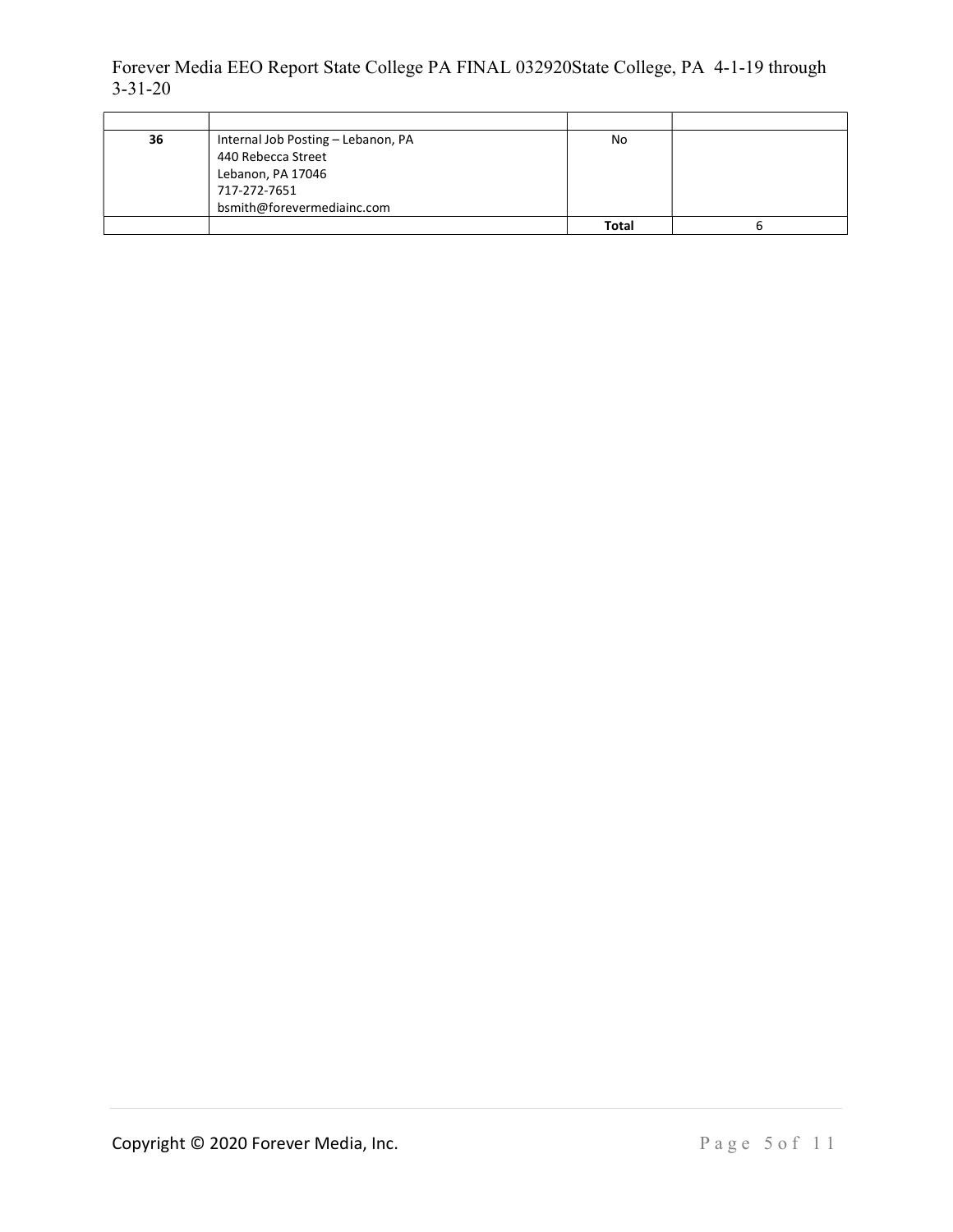| | | | |
|---|---|---|---|
| **36** | Internal Job Posting – Lebanon, PA<br>440 Rebecca Street<br>Lebanon, PA 17046<br>717-272-7651<br>bsmith@forevermediainc.com | No | |
| | | **Total** | 6 |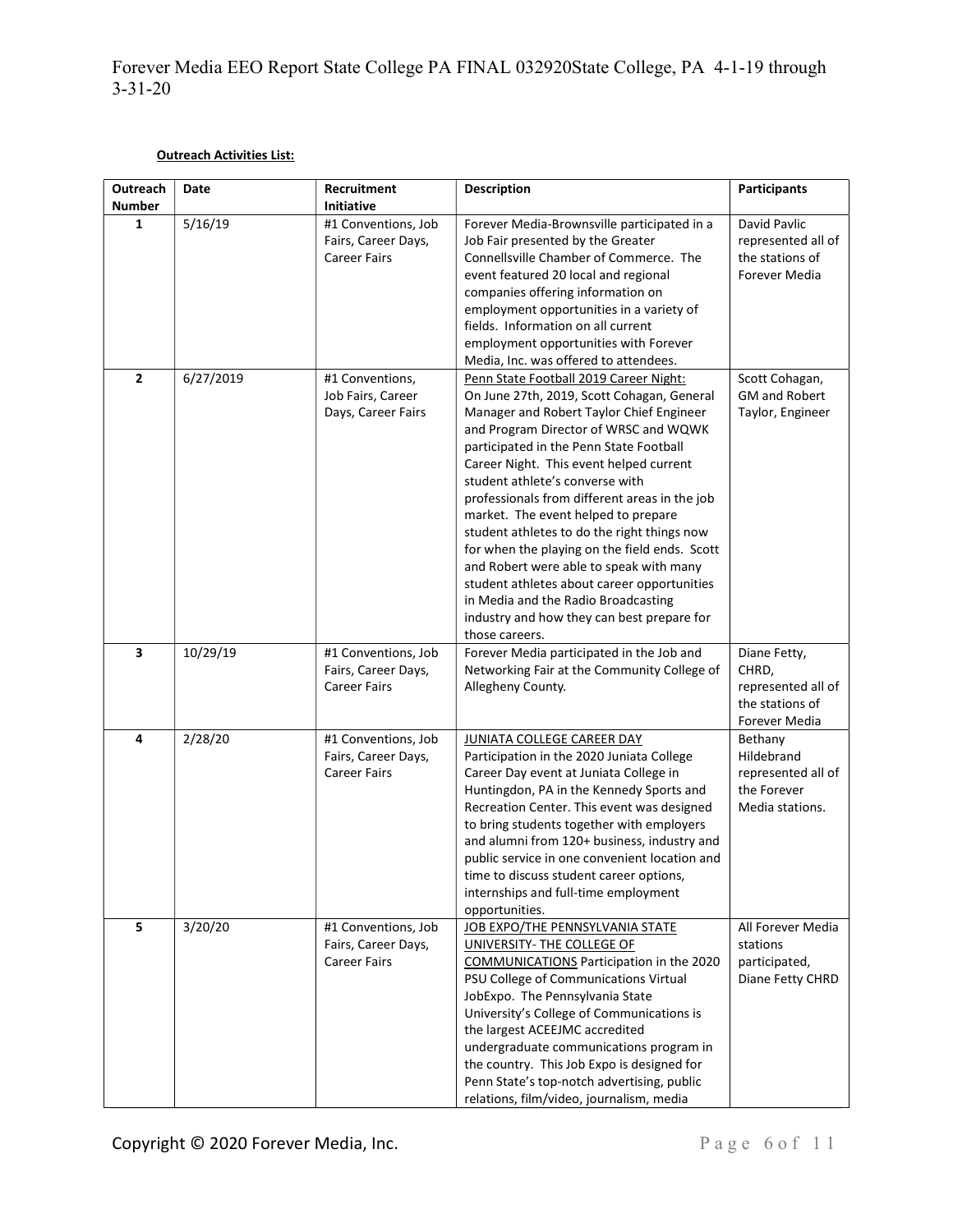**Outreach Activities List:**

| Outreach Number | Date | Recruitment Initiative | Description | Participants |
|---|---|---|---|---|
| **1** | 5/16/19 | #1 Conventions, Job Fairs, Career Days, Career Fairs | Forever Media-Brownsville participated in a Job Fair presented by the Greater Connellsville Chamber of Commerce. The event featured 20 local and regional companies offering information on employment opportunities in a variety of fields. Information on all current employment opportunities with Forever Media, Inc. was offered to attendees. | David Pavlic represented all of the stations of Forever Media |
| **2** | 6/27/2019 | #1 Conventions, Job Fairs, Career Days, Career Fairs | Penn State Football 2019 Career Night: On June 27th, 2019, Scott Cohagan, General Manager and Robert Taylor Chief Engineer and Program Director of WRSC and WQWK participated in the Penn State Football Career Night. This event helped current student athlete's converse with professionals from different areas in the job market. The event helped to prepare student athletes to do the right things now for when the playing on the field ends. Scott and Robert were able to speak with many student athletes about career opportunities in Media and the Radio Broadcasting industry and how they can best prepare for those careers. | Scott Cohagan, GM and Robert Taylor, Engineer |
| **3** | 10/29/19 | #1 Conventions, Job Fairs, Career Days, Career Fairs | Forever Media participated in the Job and Networking Fair at the Community College of Allegheny County. | Diane Fetty, CHRD, represented all of the stations of Forever Media |
| **4** | 2/28/20 | #1 Conventions, Job Fairs, Career Days, Career Fairs | JUNIATA COLLEGE CAREER DAY Participation in the 2020 Juniata College Career Day event at Juniata College in Huntingdon, PA in the Kennedy Sports and Recreation Center. This event was designed to bring students together with employers and alumni from 120+ business, industry and public service in one convenient location and time to discuss student career options, internships and full-time employment opportunities. | Bethany Hildebrand represented all of the Forever Media stations. |
| **5** | 3/20/20 | #1 Conventions, Job Fairs, Career Days, Career Fairs | JOB EXPO/THE PENNSYLVANIA STATE UNIVERSITY- THE COLLEGE OF COMMUNICATIONS Participation in the 2020 PSU College of Communications Virtual JobExpo. The Pennsylvania State University's College of Communications is the largest ACEEJMC accredited undergraduate communications program in the country. This Job Expo is designed for Penn State's top-notch advertising, public relations, film/video, journalism, media | All Forever Media stations participated, Diane Fetty CHRD |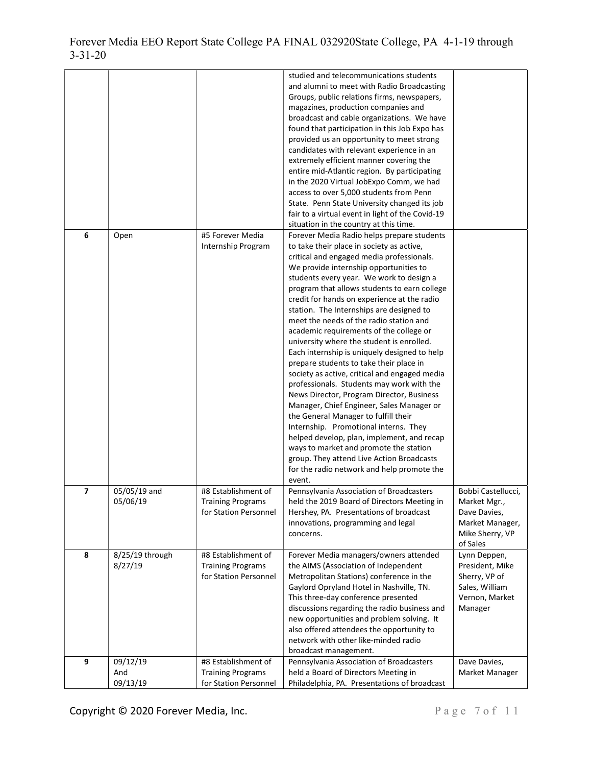| | | | | |
|---|---|---|---|---|
| | | | studied and telecommunications students and alumni to meet with Radio Broadcasting Groups, public relations firms, newspapers, magazines, production companies and broadcast and cable organizations. We have found that participation in this Job Expo has provided us an opportunity to meet strong candidates with relevant experience in an extremely efficient manner covering the entire mid-Atlantic region. By participating in the 2020 Virtual JobExpo Comm, we had access to over 5,000 students from Penn State. Penn State University changed its job fair to a virtual event in light of the Covid-19 situation in the country at this time. | |
| **6** | Open | #5 Forever Media Internship Program | Forever Media Radio helps prepare students to take their place in society as active, critical and engaged media professionals. We provide internship opportunities to students every year. We work to design a program that allows students to earn college credit for hands on experience at the radio station. The Internships are designed to meet the needs of the radio station and academic requirements of the college or university where the student is enrolled. Each internship is uniquely designed to help prepare students to take their place in society as active, critical and engaged media professionals. Students may work with the News Director, Program Director, Business Manager, Chief Engineer, Sales Manager or the General Manager to fulfill their Internship. Promotional interns. They helped develop, plan, implement, and recap ways to market and promote the station group. They attend Live Action Broadcasts for the radio network and help promote the event. | |
| **7** | 05/05/19 and 05/06/19 | #8 Establishment of Training Programs for Station Personnel | Pennsylvania Association of Broadcasters held the 2019 Board of Directors Meeting in Hershey, PA. Presentations of broadcast innovations, programming and legal concerns. | Bobbi Castellucci, Market Mgr., Dave Davies, Market Manager, Mike Sherry, VP of Sales |
| **8** | 8/25/19 through 8/27/19 | #8 Establishment of Training Programs for Station Personnel | Forever Media managers/owners attended the AIMS (Association of Independent Metropolitan Stations) conference in the Gaylord Opryland Hotel in Nashville, TN. This three-day conference presented discussions regarding the radio business and new opportunities and problem solving. It also offered attendees the opportunity to network with other like-minded radio broadcast management. | Lynn Deppen, President, Mike Sherry, VP of Sales, William Vernon, Market Manager |
| **9** | 09/12/19 And 09/13/19 | #8 Establishment of Training Programs for Station Personnel | Pennsylvania Association of Broadcasters held a Board of Directors Meeting in Philadelphia, PA. Presentations of broadcast | Dave Davies, Market Manager |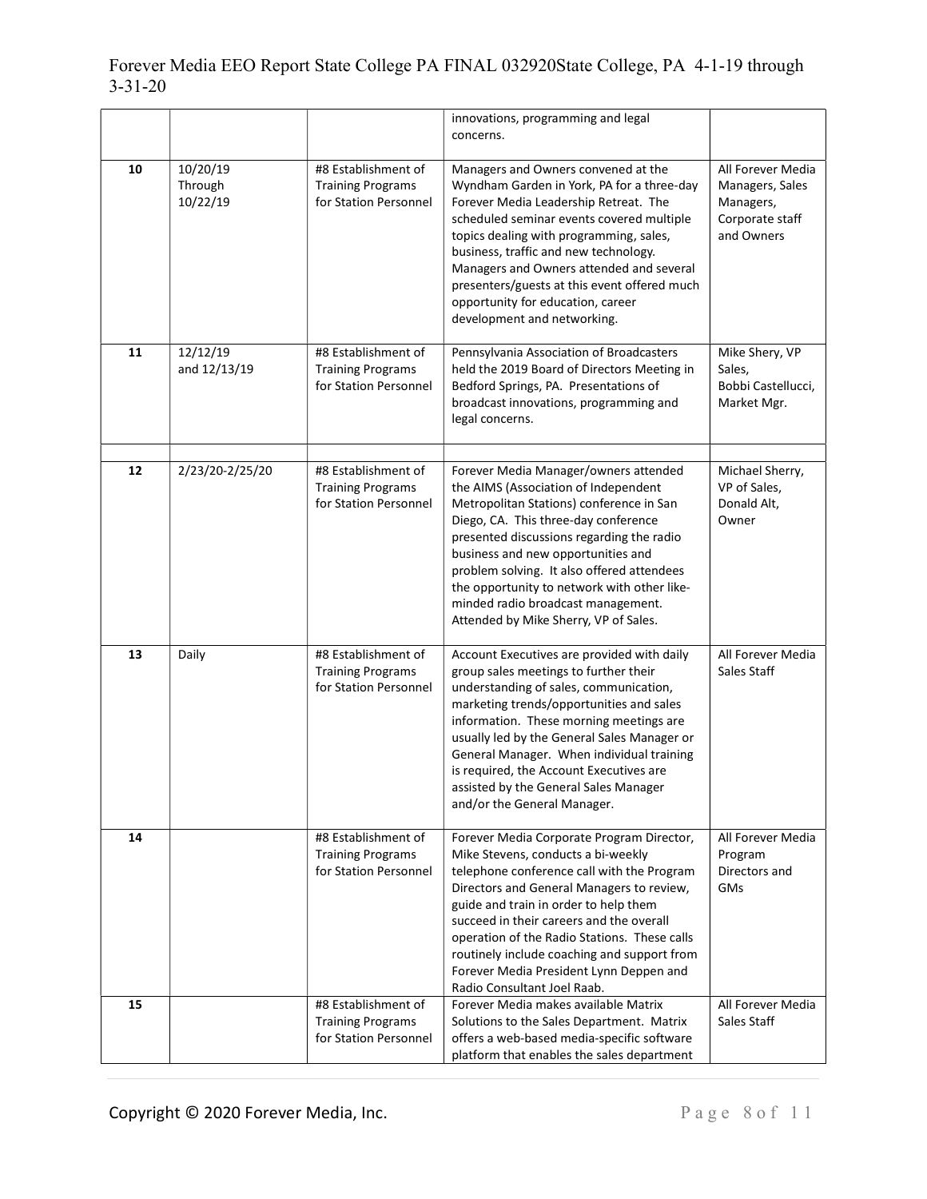| | | | innovations, programming and legal concerns. | |
|---|---|---|---|---|
| 10 | 10/20/19 Through 10/22/19 | #8 Establishment of Training Programs for Station Personnel | Managers and Owners convened at the Wyndham Garden in York, PA for a three-day Forever Media Leadership Retreat. The scheduled seminar events covered multiple topics dealing with programming, sales, business, traffic and new technology. Managers and Owners attended and several presenters/guests at this event offered much opportunity for education, career development and networking. | All Forever Media Managers, Sales Managers, Corporate staff and Owners |
| 11 | 12/12/19 and 12/13/19 | #8 Establishment of Training Programs for Station Personnel | Pennsylvania Association of Broadcasters held the 2019 Board of Directors Meeting in Bedford Springs, PA. Presentations of broadcast innovations, programming and legal concerns. | Mike Shery, VP Sales, Bobbi Castellucci, Market Mgr. |
| | | | | |
| 12 | 2/23/20-2/25/20 | #8 Establishment of Training Programs for Station Personnel | Forever Media Manager/owners attended the AIMS (Association of Independent Metropolitan Stations) conference in San Diego, CA. This three-day conference presented discussions regarding the radio business and new opportunities and problem solving. It also offered attendees the opportunity to network with other like-minded radio broadcast management. Attended by Mike Sherry, VP of Sales. | Michael Sherry, VP of Sales, Donald Alt, Owner |
| 13 | Daily | #8 Establishment of Training Programs for Station Personnel | Account Executives are provided with daily group sales meetings to further their understanding of sales, communication, marketing trends/opportunities and sales information. These morning meetings are usually led by the General Sales Manager or General Manager. When individual training is required, the Account Executives are assisted by the General Sales Manager and/or the General Manager. | All Forever Media Sales Staff |
| 14 | | #8 Establishment of Training Programs for Station Personnel | Forever Media Corporate Program Director, Mike Stevens, conducts a bi-weekly telephone conference call with the Program Directors and General Managers to review, guide and train in order to help them succeed in their careers and the overall operation of the Radio Stations. These calls routinely include coaching and support from Forever Media President Lynn Deppen and Radio Consultant Joel Raab. | All Forever Media Program Directors and GMs |
| 15 | | #8 Establishment of Training Programs for Station Personnel | Forever Media makes available Matrix Solutions to the Sales Department. Matrix offers a web-based media-specific software platform that enables the sales department | All Forever Media Sales Staff |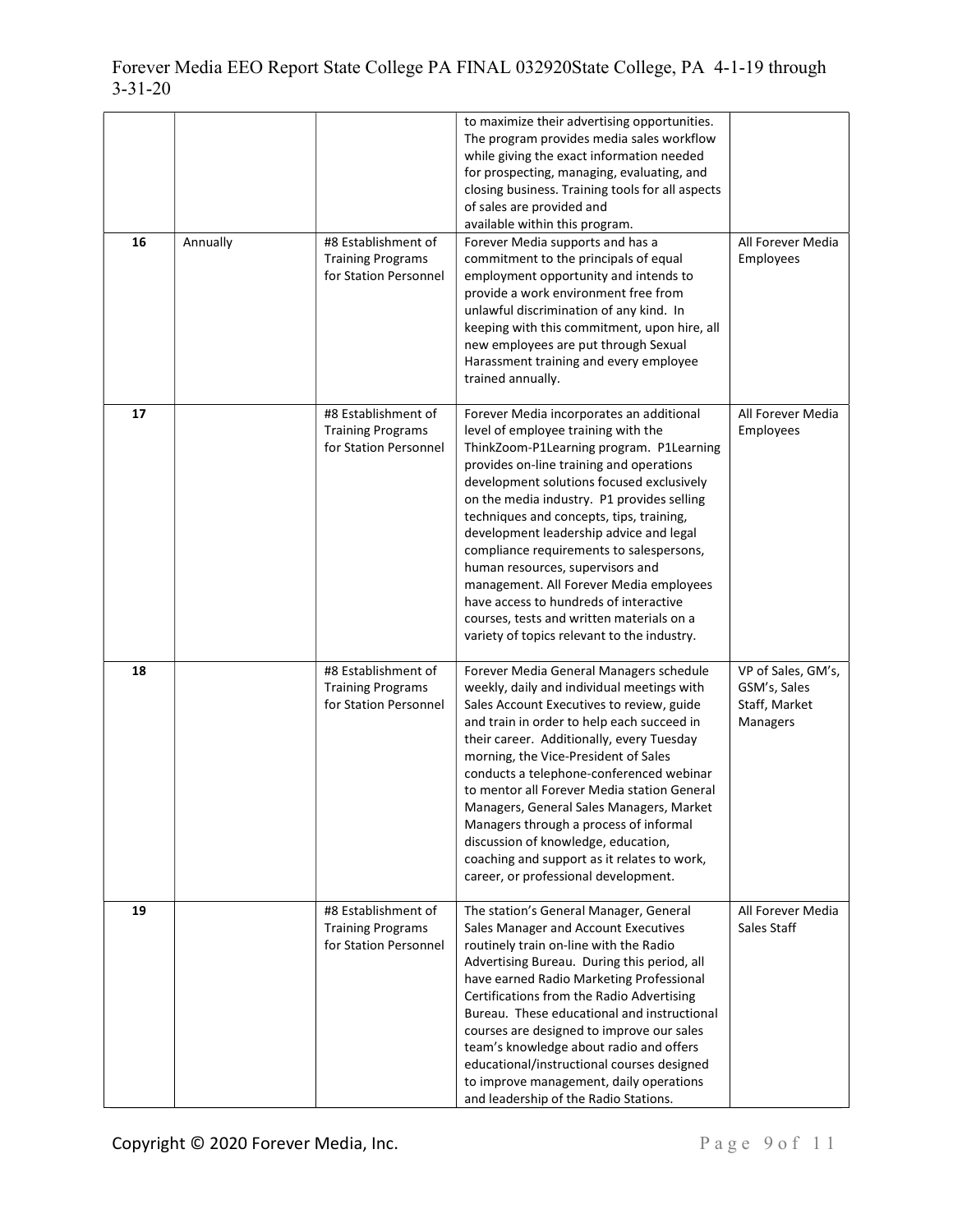| | | | | |
|---|---|---|---|---|
| | | | to maximize their advertising opportunities. The program provides media sales workflow while giving the exact information needed for prospecting, managing, evaluating, and closing business. Training tools for all aspects of sales are provided and available within this program. | |
| **16** | Annually | #8 Establishment of Training Programs for Station Personnel | Forever Media supports and has a commitment to the principals of equal employment opportunity and intends to provide a work environment free from unlawful discrimination of any kind. In keeping with this commitment, upon hire, all new employees are put through Sexual Harassment training and every employee trained annually. | All Forever Media Employees |
| **17** | | #8 Establishment of Training Programs for Station Personnel | Forever Media incorporates an additional level of employee training with the ThinkZoom-P1Learning program. P1Learning provides on-line training and operations development solutions focused exclusively on the media industry. P1 provides selling techniques and concepts, tips, training, development leadership advice and legal compliance requirements to salespersons, human resources, supervisors and management. All Forever Media employees have access to hundreds of interactive courses, tests and written materials on a variety of topics relevant to the industry. | All Forever Media Employees |
| **18** | | #8 Establishment of Training Programs for Station Personnel | Forever Media General Managers schedule weekly, daily and individual meetings with Sales Account Executives to review, guide and train in order to help each succeed in their career. Additionally, every Tuesday morning, the Vice-President of Sales conducts a telephone-conferenced webinar to mentor all Forever Media station General Managers, General Sales Managers, Market Managers through a process of informal discussion of knowledge, education, coaching and support as it relates to work, career, or professional development. | VP of Sales, GM's, GSM's, Sales Staff, Market Managers |
| **19** | | #8 Establishment of Training Programs for Station Personnel | The station's General Manager, General Sales Manager and Account Executives routinely train on-line with the Radio Advertising Bureau. During this period, all have earned Radio Marketing Professional Certifications from the Radio Advertising Bureau. These educational and instructional courses are designed to improve our sales team's knowledge about radio and offers educational/instructional courses designed to improve management, daily operations and leadership of the Radio Stations. | All Forever Media Sales Staff |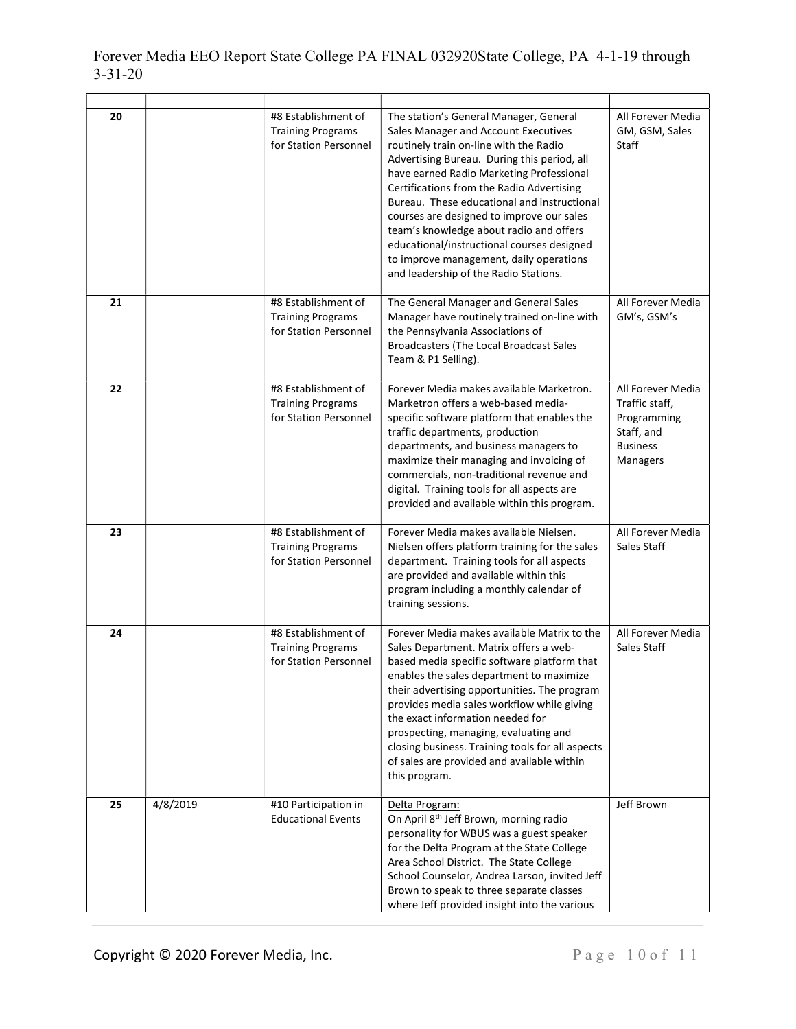| | | | | |
|---|---|---|---|---|
| 20 | | #8 Establishment of Training Programs for Station Personnel | The station's General Manager, General Sales Manager and Account Executives routinely train on-line with the Radio Advertising Bureau. During this period, all have earned Radio Marketing Professional Certifications from the Radio Advertising Bureau. These educational and instructional courses are designed to improve our sales team's knowledge about radio and offers educational/instructional courses designed to improve management, daily operations and leadership of the Radio Stations. | All Forever Media GM, GSM, Sales Staff |
| 21 | | #8 Establishment of Training Programs for Station Personnel | The General Manager and General Sales Manager have routinely trained on-line with the Pennsylvania Associations of Broadcasters (The Local Broadcast Sales Team & P1 Selling). | All Forever Media GM's, GSM's |
| 22 | | #8 Establishment of Training Programs for Station Personnel | Forever Media makes available Marketron. Marketron offers a web-based media-specific software platform that enables the traffic departments, production departments, and business managers to maximize their managing and invoicing of commercials, non-traditional revenue and digital. Training tools for all aspects are provided and available within this program. | All Forever Media Traffic staff, Programming Staff, and Business Managers |
| 23 | | #8 Establishment of Training Programs for Station Personnel | Forever Media makes available Nielsen. Nielsen offers platform training for the sales department. Training tools for all aspects are provided and available within this program including a monthly calendar of training sessions. | All Forever Media Sales Staff |
| 24 | | #8 Establishment of Training Programs for Station Personnel | Forever Media makes available Matrix to the Sales Department. Matrix offers a web-based media specific software platform that enables the sales department to maximize their advertising opportunities. The program provides media sales workflow while giving the exact information needed for prospecting, managing, evaluating and closing business. Training tools for all aspects of sales are provided and available within this program. | All Forever Media Sales Staff |
| 25 | 4/8/2019 | #10 Participation in Educational Events | Delta Program: On April 8th Jeff Brown, morning radio personality for WBUS was a guest speaker for the Delta Program at the State College Area School District. The State College School Counselor, Andrea Larson, invited Jeff Brown to speak to three separate classes where Jeff provided insight into the various | Jeff Brown |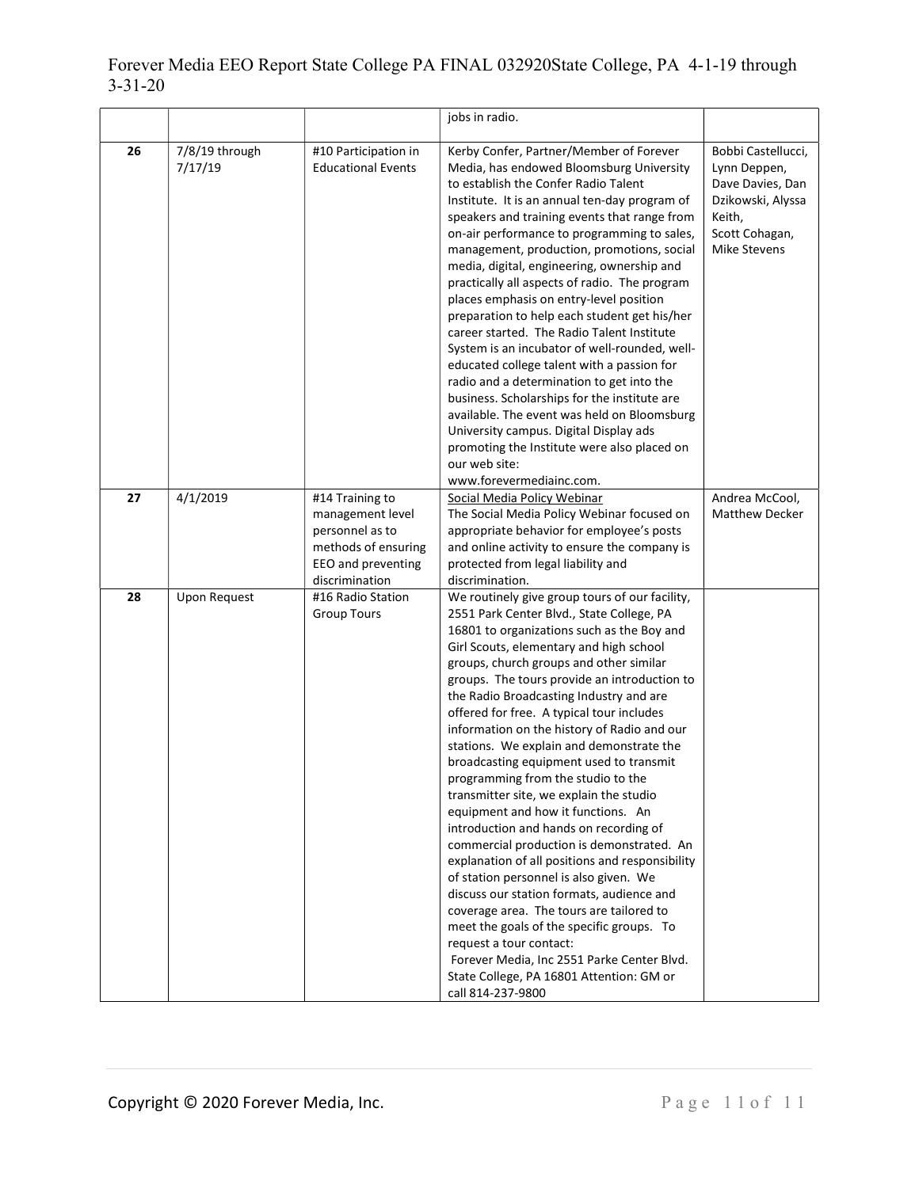| | | | | |
|---|---|---|---|---|
| | | | jobs in radio. | |
| **26** | 7/8/19 through 7/17/19 | #10 Participation in Educational Events | Kerby Confer, Partner/Member of Forever Media, has endowed Bloomsburg University to establish the Confer Radio Talent Institute. It is an annual ten-day program of speakers and training events that range from on-air performance to programming to sales, management, production, promotions, social media, digital, engineering, ownership and practically all aspects of radio. The program places emphasis on entry-level position preparation to help each student get his/her career started. The Radio Talent Institute System is an incubator of well-rounded, well-educated college talent with a passion for radio and a determination to get into the business. Scholarships for the institute are available. The event was held on Bloomsburg University campus. Digital Display ads promoting the Institute were also placed on our web site: www.forevermediainc.com. | Bobbi Castellucci, Lynn Deppen, Dave Davies, Dan Dzikowski, Alyssa Keith, Scott Cohagan, Mike Stevens |
| **27** | 4/1/2019 | #14 Training to management level personnel as to methods of ensuring EEO and preventing discrimination | Social Media Policy Webinar The Social Media Policy Webinar focused on appropriate behavior for employee's posts and online activity to ensure the company is protected from legal liability and discrimination. | Andrea McCool, Matthew Decker |
| **28** | Upon Request | #16 Radio Station Group Tours | We routinely give group tours of our facility, 2551 Park Center Blvd., State College, PA 16801 to organizations such as the Boy and Girl Scouts, elementary and high school groups, church groups and other similar groups. The tours provide an introduction to the Radio Broadcasting Industry and are offered for free. A typical tour includes information on the history of Radio and our stations. We explain and demonstrate the broadcasting equipment used to transmit programming from the studio to the transmitter site, we explain the studio equipment and how it functions. An introduction and hands on recording of commercial production is demonstrated. An explanation of all positions and responsibility of station personnel is also given. We discuss our station formats, audience and coverage area. The tours are tailored to meet the goals of the specific groups. To request a tour contact: Forever Media, Inc 2551 Parke Center Blvd. State College, PA 16801 Attention: GM or call 814-237-9800 | |

Copyright © 2020 Forever Media, Inc.